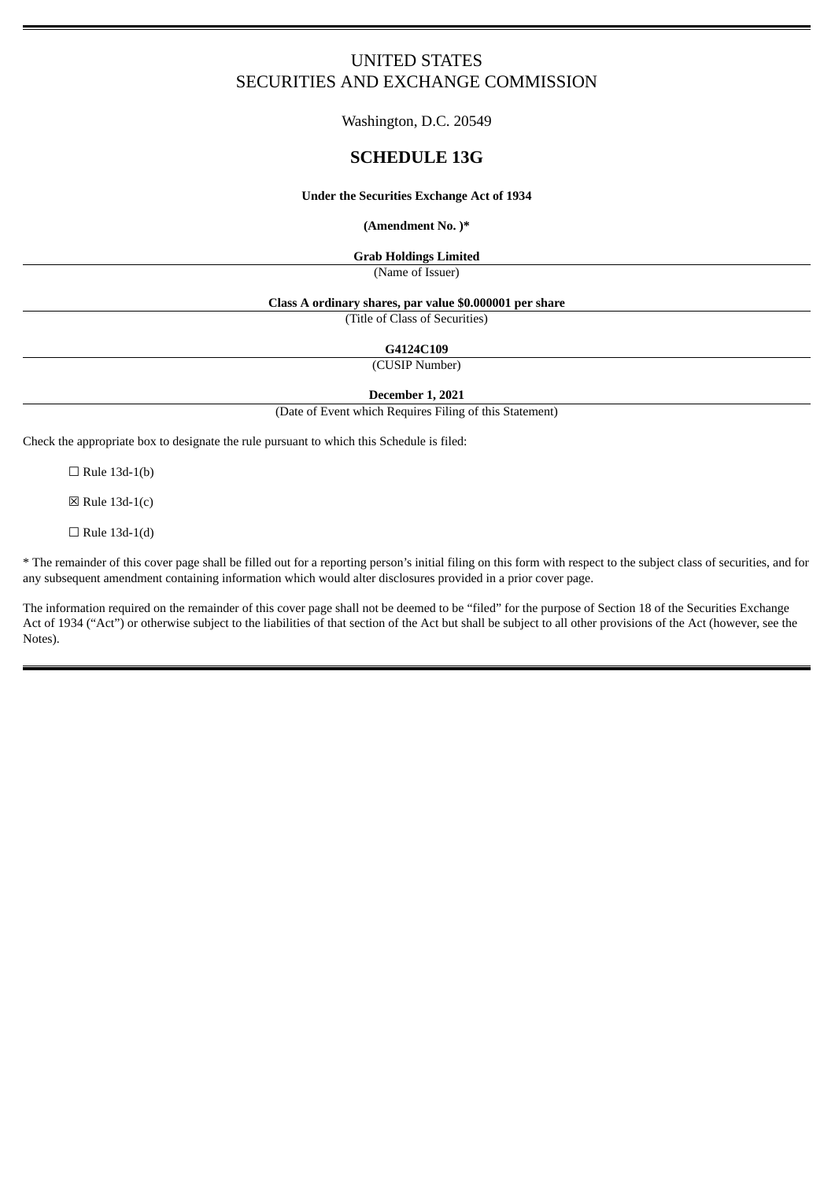# UNITED STATES
# SECURITIES AND EXCHANGE COMMISSION

Washington, D.C. 20549

## SCHEDULE 13G

**Under the Securities Exchange Act of 1934**

**(Amendment No. )***

**Grab Holdings Limited**

(Name of Issuer)

**Class A ordinary shares, par value $0.000001 per share**

(Title of Class of Securities)

**G4124C109**

(CUSIP Number)

**December 1, 2021**

(Date of Event which Requires Filing of this Statement)

Check the appropriate box to designate the rule pursuant to which this Schedule is filed:

☐ Rule 13d-1(b)

☒ Rule 13d-1(c)

☐ Rule 13d-1(d)

* The remainder of this cover page shall be filled out for a reporting person's initial filing on this form with respect to the subject class of securities, and for any subsequent amendment containing information which would alter disclosures provided in a prior cover page.

The information required on the remainder of this cover page shall not be deemed to be "filed" for the purpose of Section 18 of the Securities Exchange Act of 1934 ("Act") or otherwise subject to the liabilities of that section of the Act but shall be subject to all other provisions of the Act (however, see the Notes).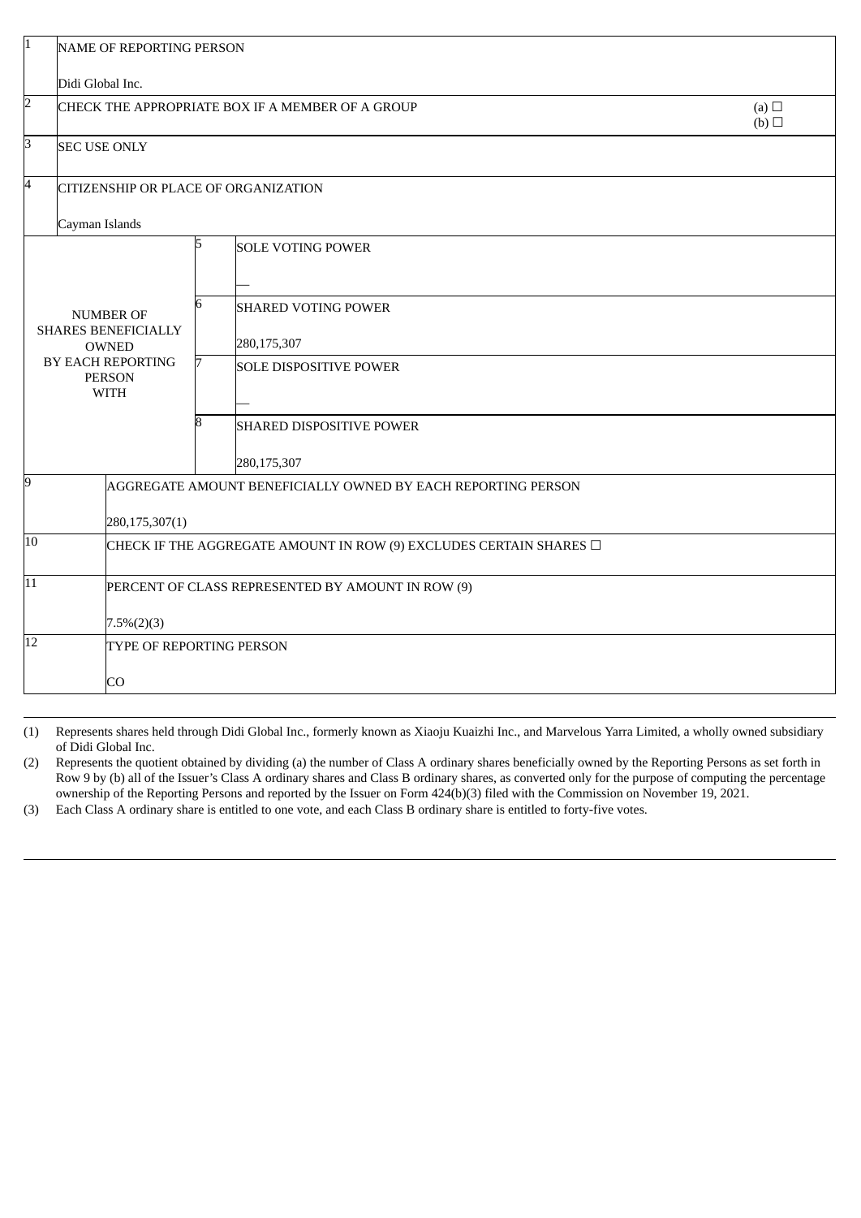| | | | |
|---|---|---|---|
| 1 | NAME OF REPORTING PERSON<br><br>Didi Global Inc. | | |
| 2 | CHECK THE APPROPRIATE BOX IF A MEMBER OF A GROUP | | (a) ☐<br>(b) ☐ |
| 3 | SEC USE ONLY | | |
| 4 | CITIZENSHIP OR PLACE OF ORGANIZATION<br><br>Cayman Islands | | |
| NUMBER OF SHARES BENEFICIALLY OWNED BY EACH REPORTING PERSON WITH | 5 | SOLE VOTING POWER<br><br>— | |
| | 6 | SHARED VOTING POWER<br><br>280,175,307 | |
| | 7 | SOLE DISPOSITIVE POWER<br><br>— | |
| | 8 | SHARED DISPOSITIVE POWER<br><br>280,175,307 | |
| 9 | AGGREGATE AMOUNT BENEFICIALLY OWNED BY EACH REPORTING PERSON<br><br>280,175,307(1) | | |
| 10 | CHECK IF THE AGGREGATE AMOUNT IN ROW (9) EXCLUDES CERTAIN SHARES ☐ | | |
| 11 | PERCENT OF CLASS REPRESENTED BY AMOUNT IN ROW (9)<br><br>7.5%(2)(3) | | |
| 12 | TYPE OF REPORTING PERSON<br><br>CO | | |

(1) Represents shares held through Didi Global Inc., formerly known as Xiaoju Kuaizhi Inc., and Marvelous Yarra Limited, a wholly owned subsidiary of Didi Global Inc.

(2) Represents the quotient obtained by dividing (a) the number of Class A ordinary shares beneficially owned by the Reporting Persons as set forth in Row 9 by (b) all of the Issuer's Class A ordinary shares and Class B ordinary shares, as converted only for the purpose of computing the percentage ownership of the Reporting Persons and reported by the Issuer on Form 424(b)(3) filed with the Commission on November 19, 2021.

(3) Each Class A ordinary share is entitled to one vote, and each Class B ordinary share is entitled to forty-five votes.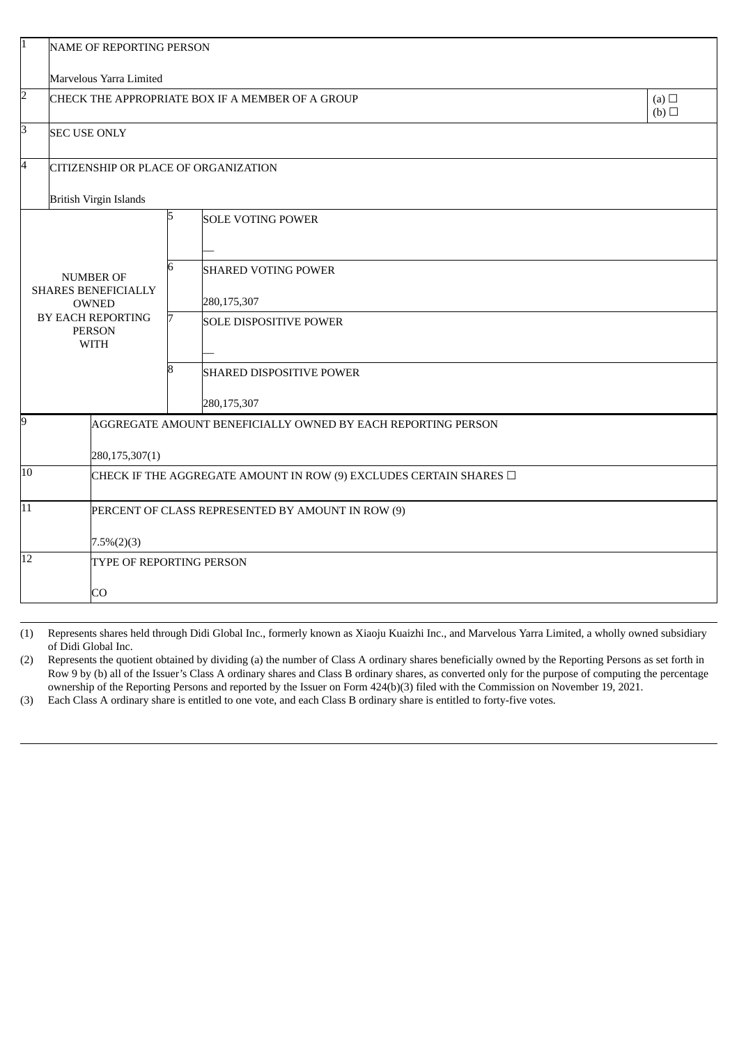| | | | |
|---|---|---|---|
| 1 | NAME OF REPORTING PERSON<br><br>Marvelous Yarra Limited | | |
| 2 | CHECK THE APPROPRIATE BOX IF A MEMBER OF A GROUP | | (a) ☐<br>(b) ☐ |
| 3 | SEC USE ONLY | | |
| 4 | CITIZENSHIP OR PLACE OF ORGANIZATION<br><br>British Virgin Islands | | |
| NUMBER OF SHARES BENEFICIALLY OWNED BY EACH REPORTING PERSON WITH | 5 | SOLE VOTING POWER<br><br>— | |
| | 6 | SHARED VOTING POWER<br><br>280,175,307 | |
| | 7 | SOLE DISPOSITIVE POWER<br><br>— | |
| | 8 | SHARED DISPOSITIVE POWER<br><br>280,175,307 | |
| 9 | AGGREGATE AMOUNT BENEFICIALLY OWNED BY EACH REPORTING PERSON<br><br>280,175,307(1) | | |
| 10 | CHECK IF THE AGGREGATE AMOUNT IN ROW (9) EXCLUDES CERTAIN SHARES ☐ | | |
| 11 | PERCENT OF CLASS REPRESENTED BY AMOUNT IN ROW (9)<br><br>7.5%(2)(3) | | |
| 12 | TYPE OF REPORTING PERSON<br><br>CO | | |

(1) Represents shares held through Didi Global Inc., formerly known as Xiaoju Kuaizhi Inc., and Marvelous Yarra Limited, a wholly owned subsidiary of Didi Global Inc.

(2) Represents the quotient obtained by dividing (a) the number of Class A ordinary shares beneficially owned by the Reporting Persons as set forth in Row 9 by (b) all of the Issuer's Class A ordinary shares and Class B ordinary shares, as converted only for the purpose of computing the percentage ownership of the Reporting Persons and reported by the Issuer on Form 424(b)(3) filed with the Commission on November 19, 2021.

(3) Each Class A ordinary share is entitled to one vote, and each Class B ordinary share is entitled to forty-five votes.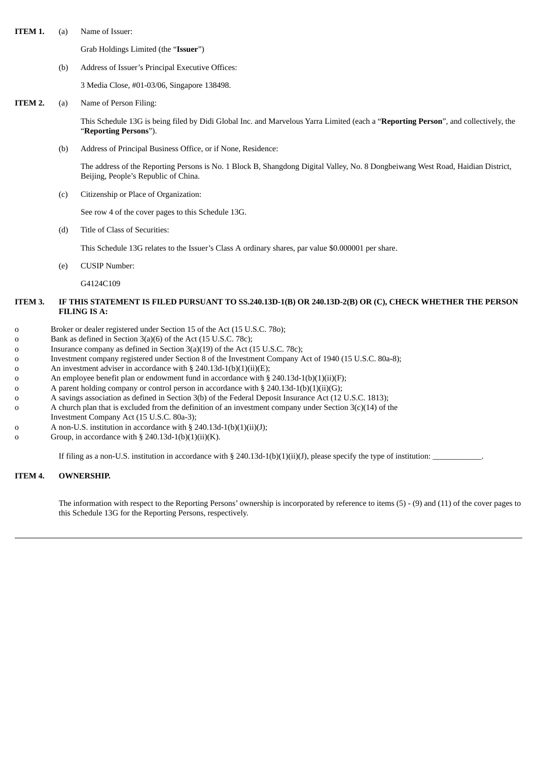**ITEM 1.** (a) Name of Issuer:

Grab Holdings Limited (the "**Issuer**")

(b) Address of Issuer's Principal Executive Offices:

3 Media Close, #01-03/06, Singapore 138498.

**ITEM 2.** (a) Name of Person Filing:

This Schedule 13G is being filed by Didi Global Inc. and Marvelous Yarra Limited (each a "**Reporting Person**", and collectively, the "**Reporting Persons**").

(b) Address of Principal Business Office, or if None, Residence:

The address of the Reporting Persons is No. 1 Block B, Shangdong Digital Valley, No. 8 Dongbeiwang West Road, Haidian District, Beijing, People's Republic of China.

(c) Citizenship or Place of Organization:

See row 4 of the cover pages to this Schedule 13G.

(d) Title of Class of Securities:

This Schedule 13G relates to the Issuer's Class A ordinary shares, par value $0.000001 per share.

(e) CUSIP Number:

G4124C109

**ITEM 3. IF THIS STATEMENT IS FILED PURSUANT TO SS.240.13D-1(B) OR 240.13D-2(B) OR (C), CHECK WHETHER THE PERSON FILING IS A:**

o Broker or dealer registered under Section 15 of the Act (15 U.S.C. 78o);
o Bank as defined in Section 3(a)(6) of the Act (15 U.S.C. 78c);
o Insurance company as defined in Section 3(a)(19) of the Act (15 U.S.C. 78c);
o Investment company registered under Section 8 of the Investment Company Act of 1940 (15 U.S.C. 80a-8);
o An investment adviser in accordance with § 240.13d-1(b)(1)(ii)(E);
o An employee benefit plan or endowment fund in accordance with § 240.13d-1(b)(1)(ii)(F);
o A parent holding company or control person in accordance with § 240.13d-1(b)(1)(ii)(G);
o A savings association as defined in Section 3(b) of the Federal Deposit Insurance Act (12 U.S.C. 1813);
o A church plan that is excluded from the definition of an investment company under Section 3(c)(14) of the Investment Company Act (15 U.S.C. 80a-3);
o A non-U.S. institution in accordance with § 240.13d-1(b)(1)(ii)(J);
o Group, in accordance with § 240.13d-1(b)(1)(ii)(K).

If filing as a non-U.S. institution in accordance with § 240.13d-1(b)(1)(ii)(J), please specify the type of institution: ____________.

**ITEM 4. OWNERSHIP.**

The information with respect to the Reporting Persons' ownership is incorporated by reference to items (5) - (9) and (11) of the cover pages to this Schedule 13G for the Reporting Persons, respectively.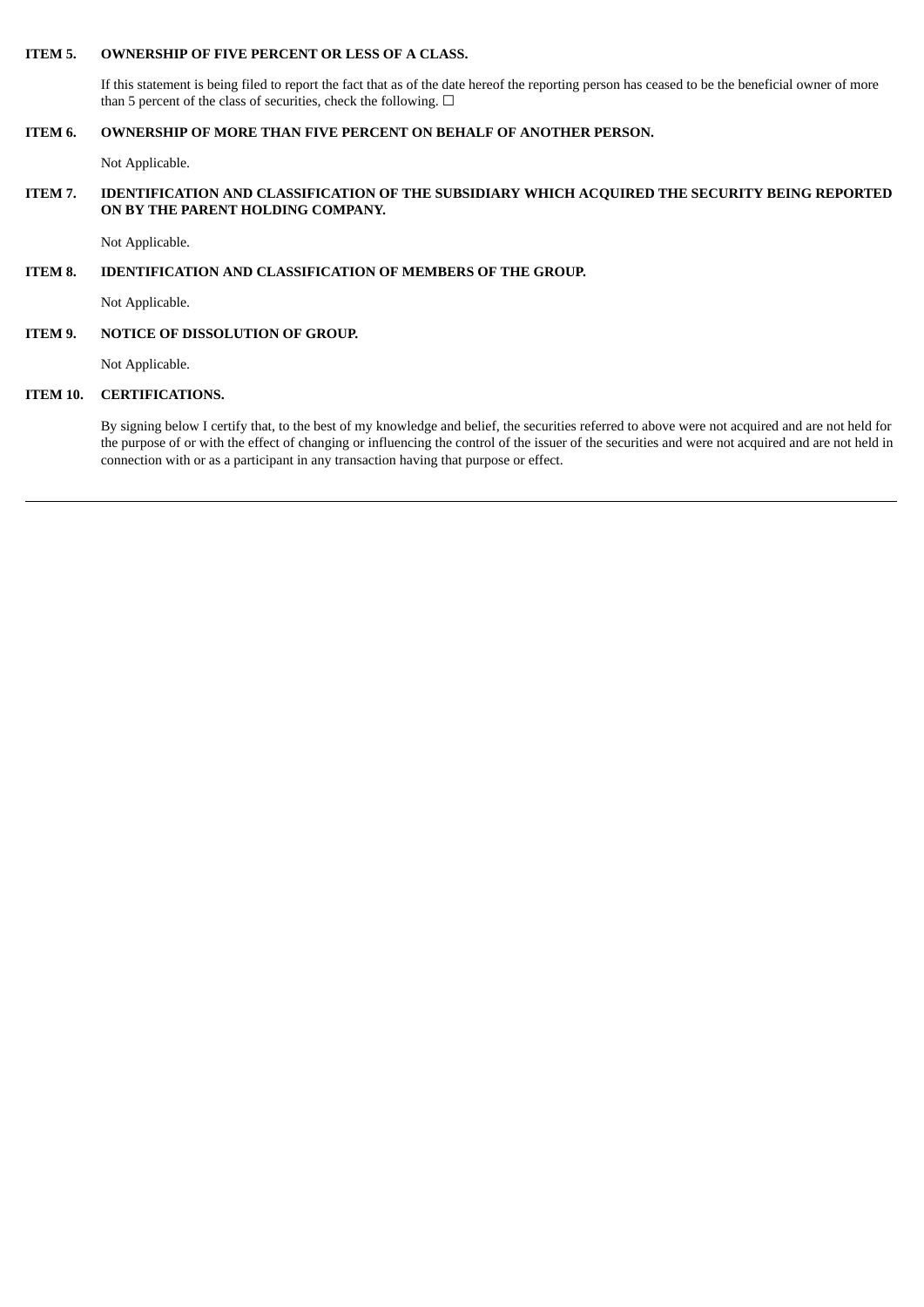**ITEM 5. OWNERSHIP OF FIVE PERCENT OR LESS OF A CLASS.**

If this statement is being filed to report the fact that as of the date hereof the reporting person has ceased to be the beneficial owner of more than 5 percent of the class of securities, check the following. ☐

**ITEM 6. OWNERSHIP OF MORE THAN FIVE PERCENT ON BEHALF OF ANOTHER PERSON.**

Not Applicable.

**ITEM 7. IDENTIFICATION AND CLASSIFICATION OF THE SUBSIDIARY WHICH ACQUIRED THE SECURITY BEING REPORTED ON BY THE PARENT HOLDING COMPANY.**

Not Applicable.

**ITEM 8. IDENTIFICATION AND CLASSIFICATION OF MEMBERS OF THE GROUP.**

Not Applicable.

**ITEM 9. NOTICE OF DISSOLUTION OF GROUP.**

Not Applicable.

**ITEM 10. CERTIFICATIONS.**

By signing below I certify that, to the best of my knowledge and belief, the securities referred to above were not acquired and are not held for the purpose of or with the effect of changing or influencing the control of the issuer of the securities and were not acquired and are not held in connection with or as a participant in any transaction having that purpose or effect.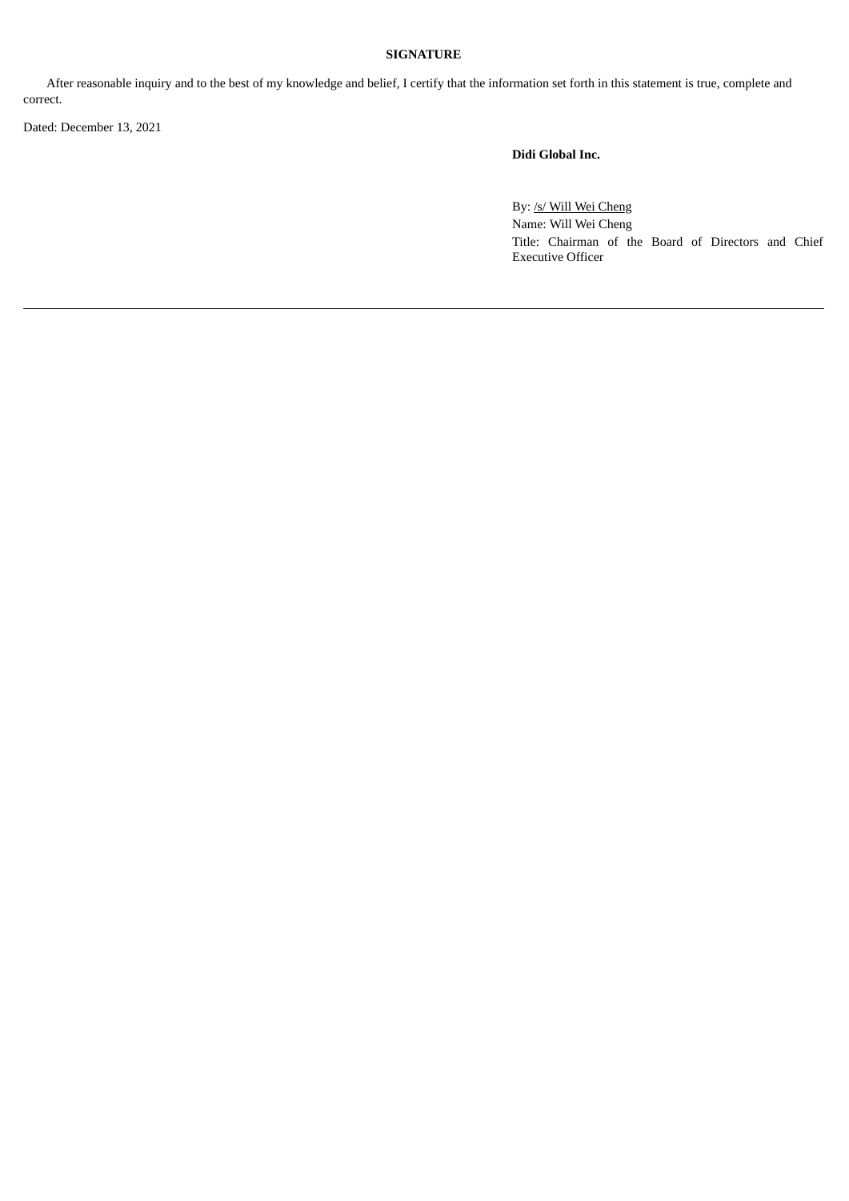**SIGNATURE**

After reasonable inquiry and to the best of my knowledge and belief, I certify that the information set forth in this statement is true, complete and correct.

Dated: December 13, 2021

**Didi Global Inc.**

By: /s/ Will Wei Cheng
Name: Will Wei Cheng
Title: Chairman of the Board of Directors and Chief Executive Officer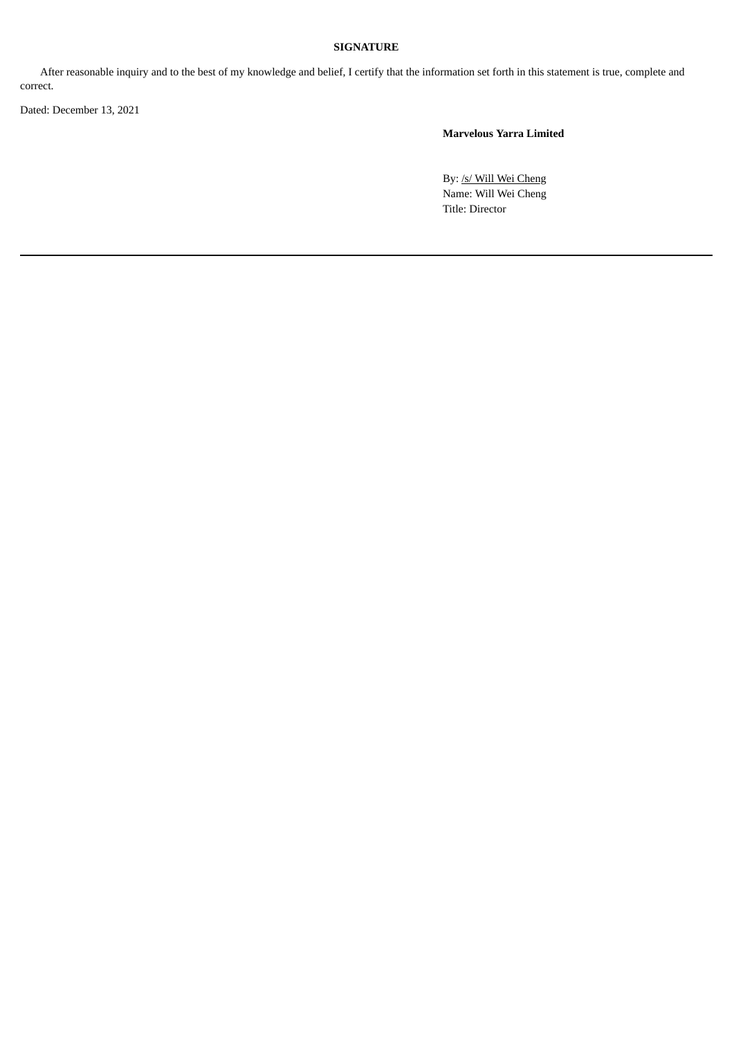**SIGNATURE**

After reasonable inquiry and to the best of my knowledge and belief, I certify that the information set forth in this statement is true, complete and correct.

Dated: December 13, 2021

**Marvelous Yarra Limited**

By: /s/ Will Wei Cheng
Name: Will Wei Cheng
Title: Director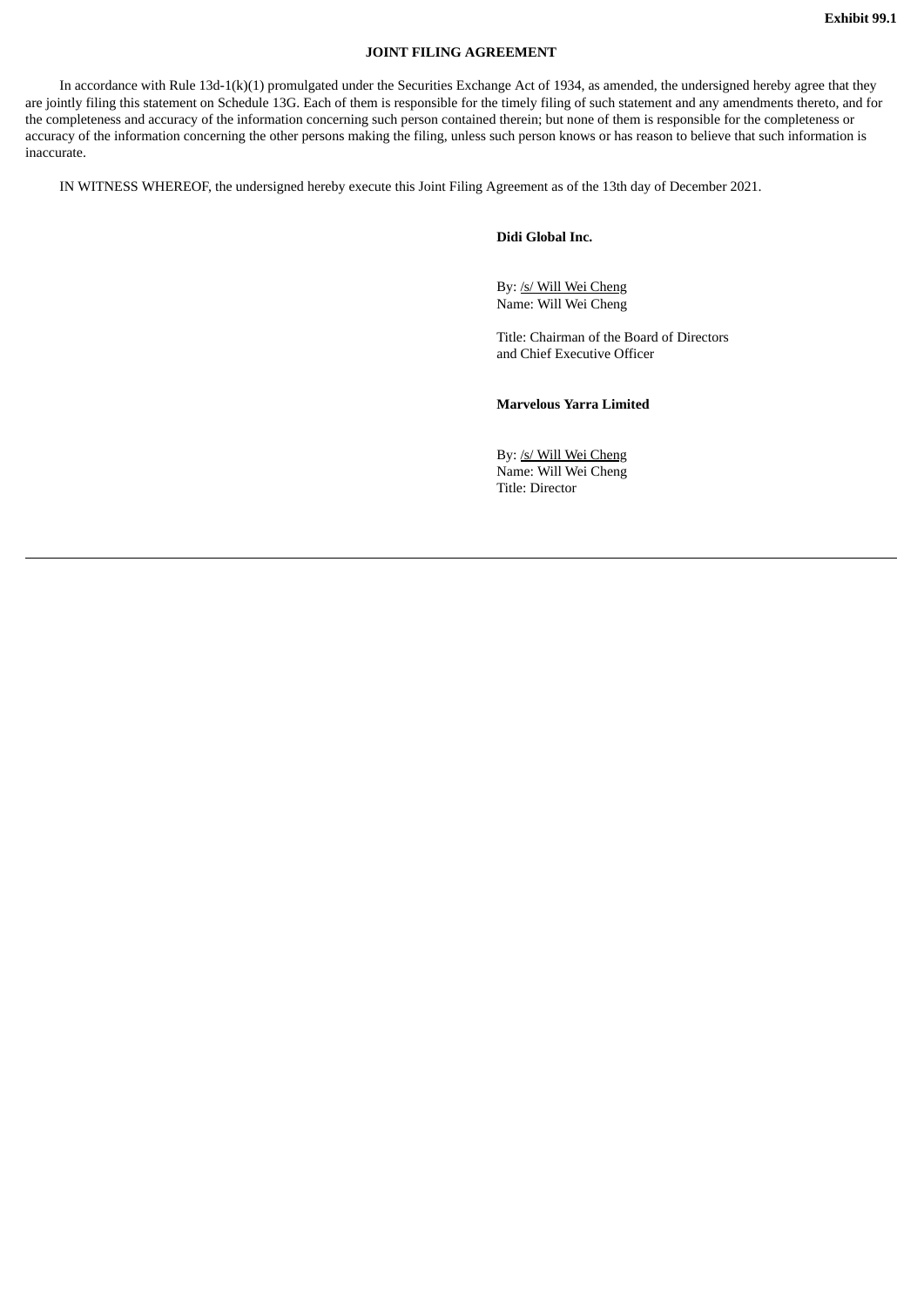**Exhibit 99.1**

**JOINT FILING AGREEMENT**

In accordance with Rule 13d-1(k)(1) promulgated under the Securities Exchange Act of 1934, as amended, the undersigned hereby agree that they are jointly filing this statement on Schedule 13G. Each of them is responsible for the timely filing of such statement and any amendments thereto, and for the completeness and accuracy of the information concerning such person contained therein; but none of them is responsible for the completeness or accuracy of the information concerning the other persons making the filing, unless such person knows or has reason to believe that such information is inaccurate.

IN WITNESS WHEREOF, the undersigned hereby execute this Joint Filing Agreement as of the 13th day of December 2021.

**Didi Global Inc.**

By: /s/ Will Wei Cheng
Name: Will Wei Cheng

Title: Chairman of the Board of Directors and Chief Executive Officer

**Marvelous Yarra Limited**

By: /s/ Will Wei Cheng
Name: Will Wei Cheng
Title: Director